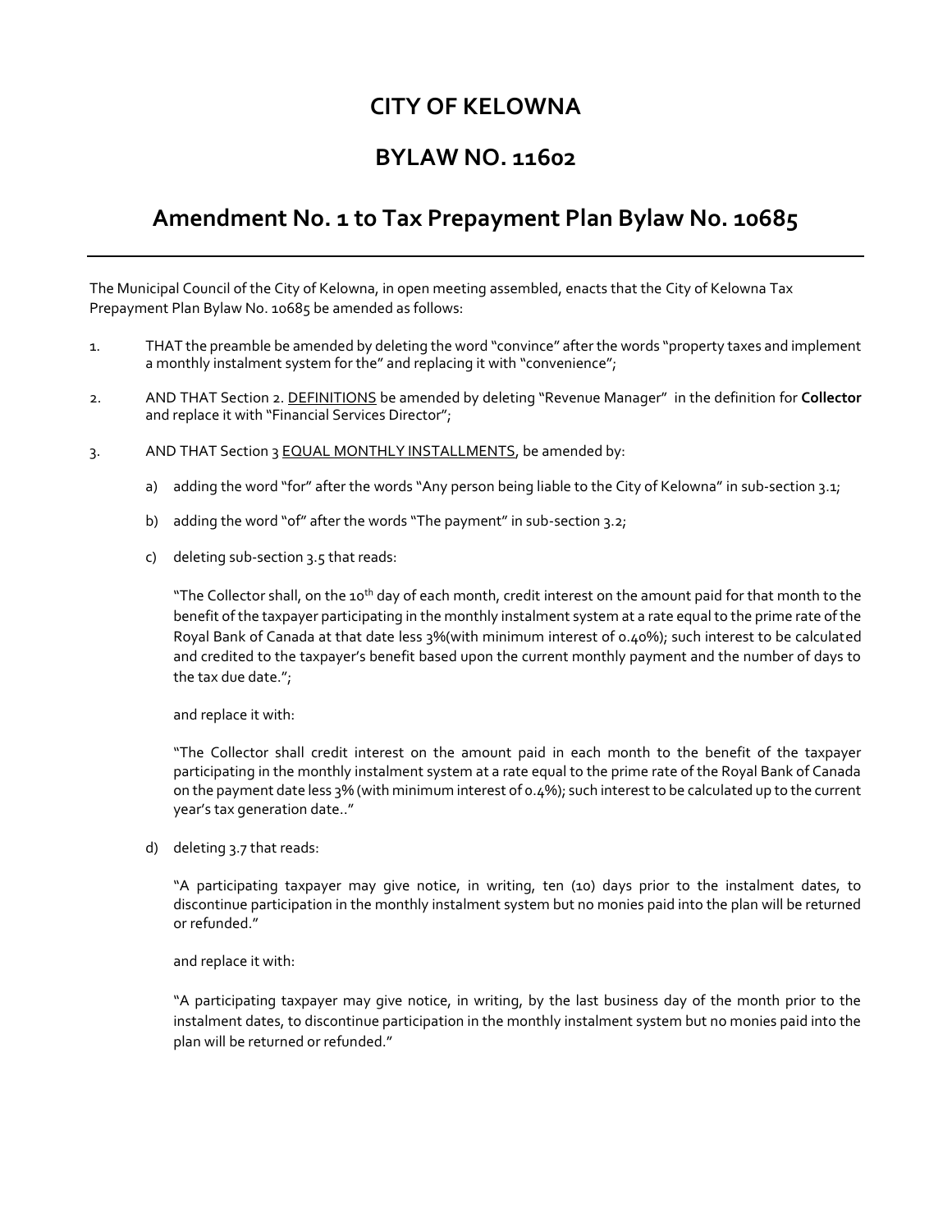# CITY OF KELOWNA

# BYLAW NO. 11602

## Amendment No. 1 to Tax Prepayment Plan Bylaw No. 10685

---

The Municipal Council of the City of Kelowna, in open meeting assembled, enacts that the City of Kelowna Tax Prepayment Plan Bylaw No. 10685 be amended as follows:

1. THAT the preamble be amended by deleting the word "convince" after the words "property taxes and implement a monthly instalment system for the" and replacing it with "convenience";

2. AND THAT Section 2. DEFINITIONS be amended by deleting "Revenue Manager" in the definition for **Collector** and replace it with "Financial Services Director";

3. AND THAT Section 3 EQUAL MONTHLY INSTALLMENTS, be amended by:

   a) adding the word "for" after the words "Any person being liable to the City of Kelowna" in sub-section 3.1;

   b) adding the word "of" after the words "The payment" in sub-section 3.2;

   c) deleting sub-section 3.5 that reads:

      "The Collector shall, on the 10th day of each month, credit interest on the amount paid for that month to the benefit of the taxpayer participating in the monthly instalment system at a rate equal to the prime rate of the Royal Bank of Canada at that date less 3%(with minimum interest of 0.40%); such interest to be calculated and credited to the taxpayer's benefit based upon the current monthly payment and the number of days to the tax due date.";

      and replace it with:

      "The Collector shall credit interest on the amount paid in each month to the benefit of the taxpayer participating in the monthly instalment system at a rate equal to the prime rate of the Royal Bank of Canada on the payment date less 3% (with minimum interest of 0.4%); such interest to be calculated up to the current year's tax generation date.."

   d) deleting 3.7 that reads:

      "A participating taxpayer may give notice, in writing, ten (10) days prior to the instalment dates, to discontinue participation in the monthly instalment system but no monies paid into the plan will be returned or refunded."

      and replace it with:

      "A participating taxpayer may give notice, in writing, by the last business day of the month prior to the instalment dates, to discontinue participation in the monthly instalment system but no monies paid into the plan will be returned or refunded."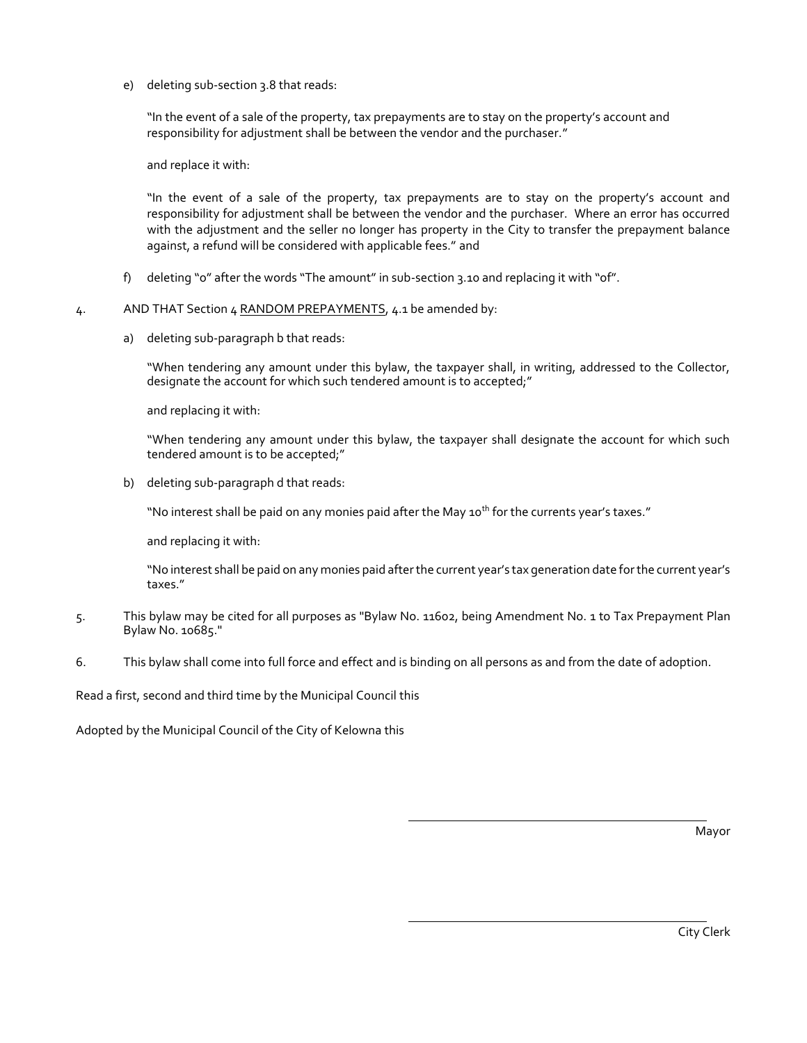e) deleting sub-section 3.8 that reads:

"In the event of a sale of the property, tax prepayments are to stay on the property's account and responsibility for adjustment shall be between the vendor and the purchaser."

and replace it with:

"In the event of a sale of the property, tax prepayments are to stay on the property's account and responsibility for adjustment shall be between the vendor and the purchaser. Where an error has occurred with the adjustment and the seller no longer has property in the City to transfer the prepayment balance against, a refund will be considered with applicable fees." and

f) deleting "o" after the words "The amount" in sub-section 3.10 and replacing it with "of".

4. AND THAT Section 4 RANDOM PREPAYMENTS, 4.1 be amended by:

a) deleting sub-paragraph b that reads:

"When tendering any amount under this bylaw, the taxpayer shall, in writing, addressed to the Collector, designate the account for which such tendered amount is to accepted;"

and replacing it with:

"When tendering any amount under this bylaw, the taxpayer shall designate the account for which such tendered amount is to be accepted;"

b) deleting sub-paragraph d that reads:

"No interest shall be paid on any monies paid after the May 10th for the currents year's taxes."

and replacing it with:

"No interest shall be paid on any monies paid after the current year's tax generation date for the current year's taxes."

5. This bylaw may be cited for all purposes as "Bylaw No. 11602, being Amendment No. 1 to Tax Prepayment Plan Bylaw No. 10685."

6. This bylaw shall come into full force and effect and is binding on all persons as and from the date of adoption.

Read a first, second and third time by the Municipal Council this

Adopted by the Municipal Council of the City of Kelowna this

Mayor

City Clerk